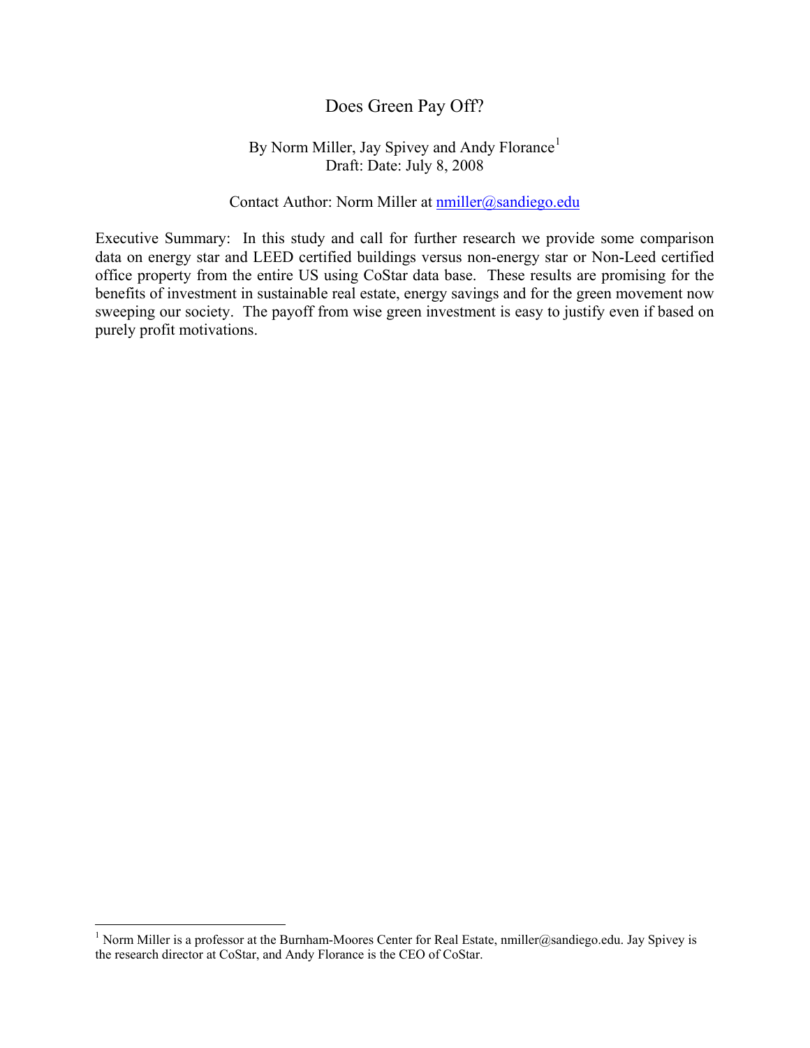# Does Green Pay Off?

By Norm Miller, Jay Spivey and Andy Florance[1]
Draft: Date: July 8, 2008

Contact Author: Norm Miller at nmiller@sandiego.edu

Executive Summary: In this study and call for further research we provide some comparison data on energy star and LEED certified buildings versus non-energy star or Non-Leed certified office property from the entire US using CoStar data base. These results are promising for the benefits of investment in sustainable real estate, energy savings and for the green movement now sweeping our society. The payoff from wise green investment is easy to justify even if based on purely profit motivations.

---

[1] Norm Miller is a professor at the Burnham-Moores Center for Real Estate, nmiller@sandiego.edu. Jay Spivey is the research director at CoStar, and Andy Florance is the CEO of CoStar.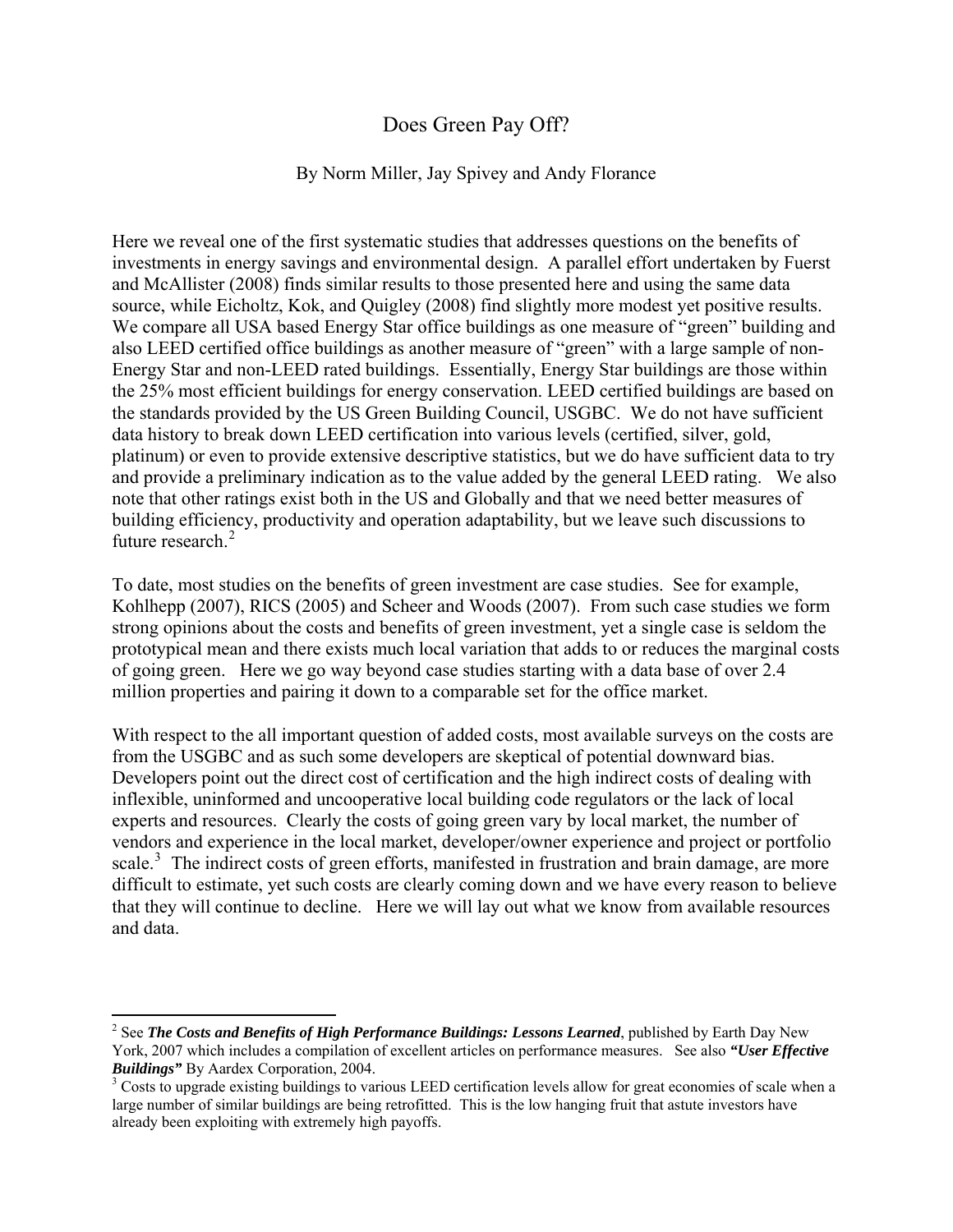# Does Green Pay Off?

By Norm Miller, Jay Spivey and Andy Florance

Here we reveal one of the first systematic studies that addresses questions on the benefits of investments in energy savings and environmental design. A parallel effort undertaken by Fuerst and McAllister (2008) finds similar results to those presented here and using the same data source, while Eicholtz, Kok, and Quigley (2008) find slightly more modest yet positive results. We compare all USA based Energy Star office buildings as one measure of "green" building and also LEED certified office buildings as another measure of "green" with a large sample of non-Energy Star and non-LEED rated buildings. Essentially, Energy Star buildings are those within the 25% most efficient buildings for energy conservation. LEED certified buildings are based on the standards provided by the US Green Building Council, USGBC. We do not have sufficient data history to break down LEED certification into various levels (certified, silver, gold, platinum) or even to provide extensive descriptive statistics, but we do have sufficient data to try and provide a preliminary indication as to the value added by the general LEED rating. We also note that other ratings exist both in the US and Globally and that we need better measures of building efficiency, productivity and operation adaptability, but we leave such discussions to future research.[2]

To date, most studies on the benefits of green investment are case studies. See for example, Kohlhepp (2007), RICS (2005) and Scheer and Woods (2007). From such case studies we form strong opinions about the costs and benefits of green investment, yet a single case is seldom the prototypical mean and there exists much local variation that adds to or reduces the marginal costs of going green. Here we go way beyond case studies starting with a data base of over 2.4 million properties and pairing it down to a comparable set for the office market.

With respect to the all important question of added costs, most available surveys on the costs are from the USGBC and as such some developers are skeptical of potential downward bias. Developers point out the direct cost of certification and the high indirect costs of dealing with inflexible, uninformed and uncooperative local building code regulators or the lack of local experts and resources. Clearly the costs of going green vary by local market, the number of vendors and experience in the local market, developer/owner experience and project or portfolio scale.[3] The indirect costs of green efforts, manifested in frustration and brain damage, are more difficult to estimate, yet such costs are clearly coming down and we have every reason to believe that they will continue to decline. Here we will lay out what we know from available resources and data.

---

[2] See ***The Costs and Benefits of High Performance Buildings: Lessons Learned***, published by Earth Day New York, 2007 which includes a compilation of excellent articles on performance measures. See also ***"User Effective Buildings"*** By Aardex Corporation, 2004.

[3] Costs to upgrade existing buildings to various LEED certification levels allow for great economies of scale when a large number of similar buildings are being retrofitted. This is the low hanging fruit that astute investors have already been exploiting with extremely high payoffs.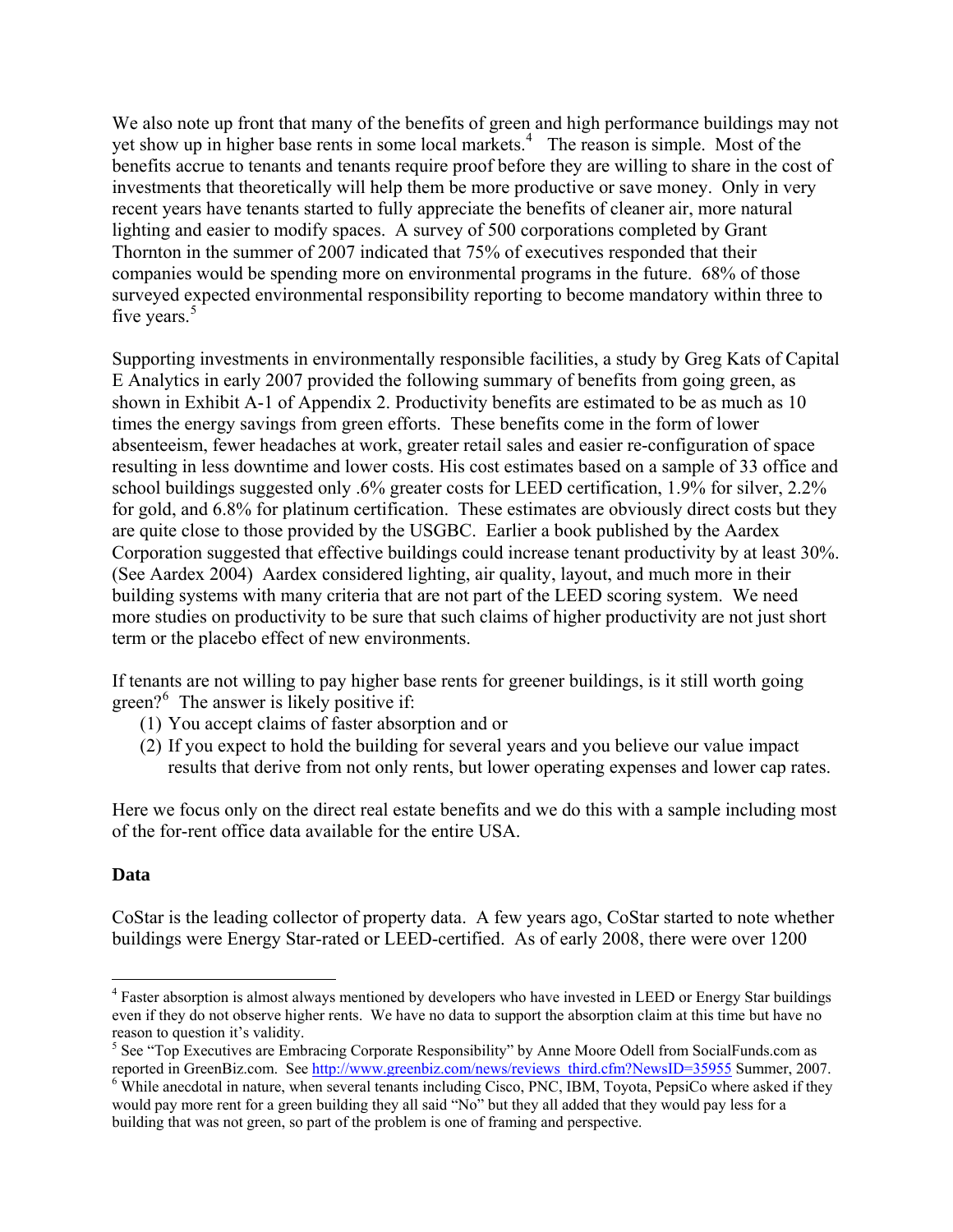We also note up front that many of the benefits of green and high performance buildings may not yet show up in higher base rents in some local markets.[4] The reason is simple. Most of the benefits accrue to tenants and tenants require proof before they are willing to share in the cost of investments that theoretically will help them be more productive or save money. Only in very recent years have tenants started to fully appreciate the benefits of cleaner air, more natural lighting and easier to modify spaces. A survey of 500 corporations completed by Grant Thornton in the summer of 2007 indicated that 75% of executives responded that their companies would be spending more on environmental programs in the future. 68% of those surveyed expected environmental responsibility reporting to become mandatory within three to five years.[5]

Supporting investments in environmentally responsible facilities, a study by Greg Kats of Capital E Analytics in early 2007 provided the following summary of benefits from going green, as shown in Exhibit A-1 of Appendix 2. Productivity benefits are estimated to be as much as 10 times the energy savings from green efforts. These benefits come in the form of lower absenteeism, fewer headaches at work, greater retail sales and easier re-configuration of space resulting in less downtime and lower costs. His cost estimates based on a sample of 33 office and school buildings suggested only .6% greater costs for LEED certification, 1.9% for silver, 2.2% for gold, and 6.8% for platinum certification. These estimates are obviously direct costs but they are quite close to those provided by the USGBC. Earlier a book published by the Aardex Corporation suggested that effective buildings could increase tenant productivity by at least 30%. (See Aardex 2004) Aardex considered lighting, air quality, layout, and much more in their building systems with many criteria that are not part of the LEED scoring system. We need more studies on productivity to be sure that such claims of higher productivity are not just short term or the placebo effect of new environments.

If tenants are not willing to pay higher base rents for greener buildings, is it still worth going green?[6] The answer is likely positive if:

(1) You accept claims of faster absorption and or
(2) If you expect to hold the building for several years and you believe our value impact results that derive from not only rents, but lower operating expenses and lower cap rates.

Here we focus only on the direct real estate benefits and we do this with a sample including most of the for-rent office data available for the entire USA.

## Data

CoStar is the leading collector of property data. A few years ago, CoStar started to note whether buildings were Energy Star-rated or LEED-certified. As of early 2008, there were over 1200

---

[4] Faster absorption is almost always mentioned by developers who have invested in LEED or Energy Star buildings even if they do not observe higher rents. We have no data to support the absorption claim at this time but have no reason to question it's validity.

[5] See "Top Executives are Embracing Corporate Responsibility" by Anne Moore Odell from SocialFunds.com as reported in GreenBiz.com. See http://www.greenbiz.com/news/reviews_third.cfm?NewsID=35955 Summer, 2007.

[6] While anecdotal in nature, when several tenants including Cisco, PNC, IBM, Toyota, PepsiCo where asked if they would pay more rent for a green building they all said "No" but they all added that they would pay less for a building that was not green, so part of the problem is one of framing and perspective.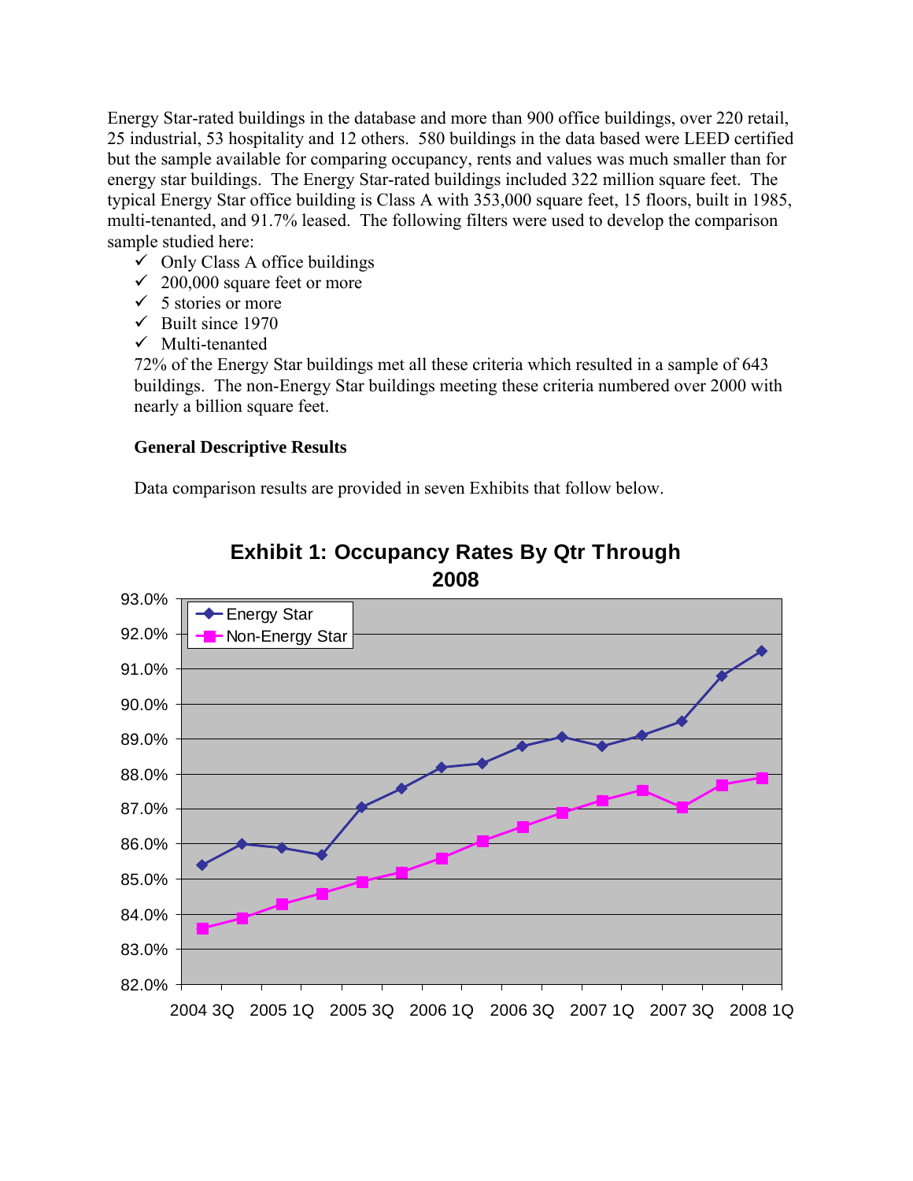Energy Star-rated buildings in the database and more than 900 office buildings, over 220 retail, 25 industrial, 53 hospitality and 12 others. 580 buildings in the data based were LEED certified but the sample available for comparing occupancy, rents and values was much smaller than for energy star buildings. The Energy Star-rated buildings included 322 million square feet. The typical Energy Star office building is Class A with 353,000 square feet, 15 floors, built in 1985, multi-tenanted, and 91.7% leased. The following filters were used to develop the comparison sample studied here:

- ✓ Only Class A office buildings
- ✓ 200,000 square feet or more
- ✓ 5 stories or more
- ✓ Built since 1970
- ✓ Multi-tenanted

72% of the Energy Star buildings met all these criteria which resulted in a sample of 643 buildings. The non-Energy Star buildings meeting these criteria numbered over 2000 with nearly a billion square feet.

**General Descriptive Results**

Data comparison results are provided in seven Exhibits that follow below.

**Exhibit 1: Occupancy Rates By Qtr Through 2008**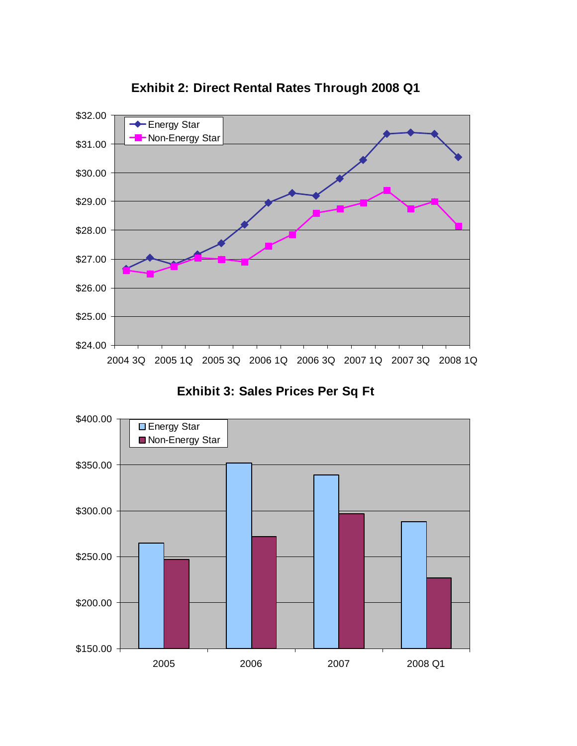**Exhibit 2: Direct Rental Rates Through 2008 Q1**

**Exhibit 3: Sales Prices Per Sq Ft**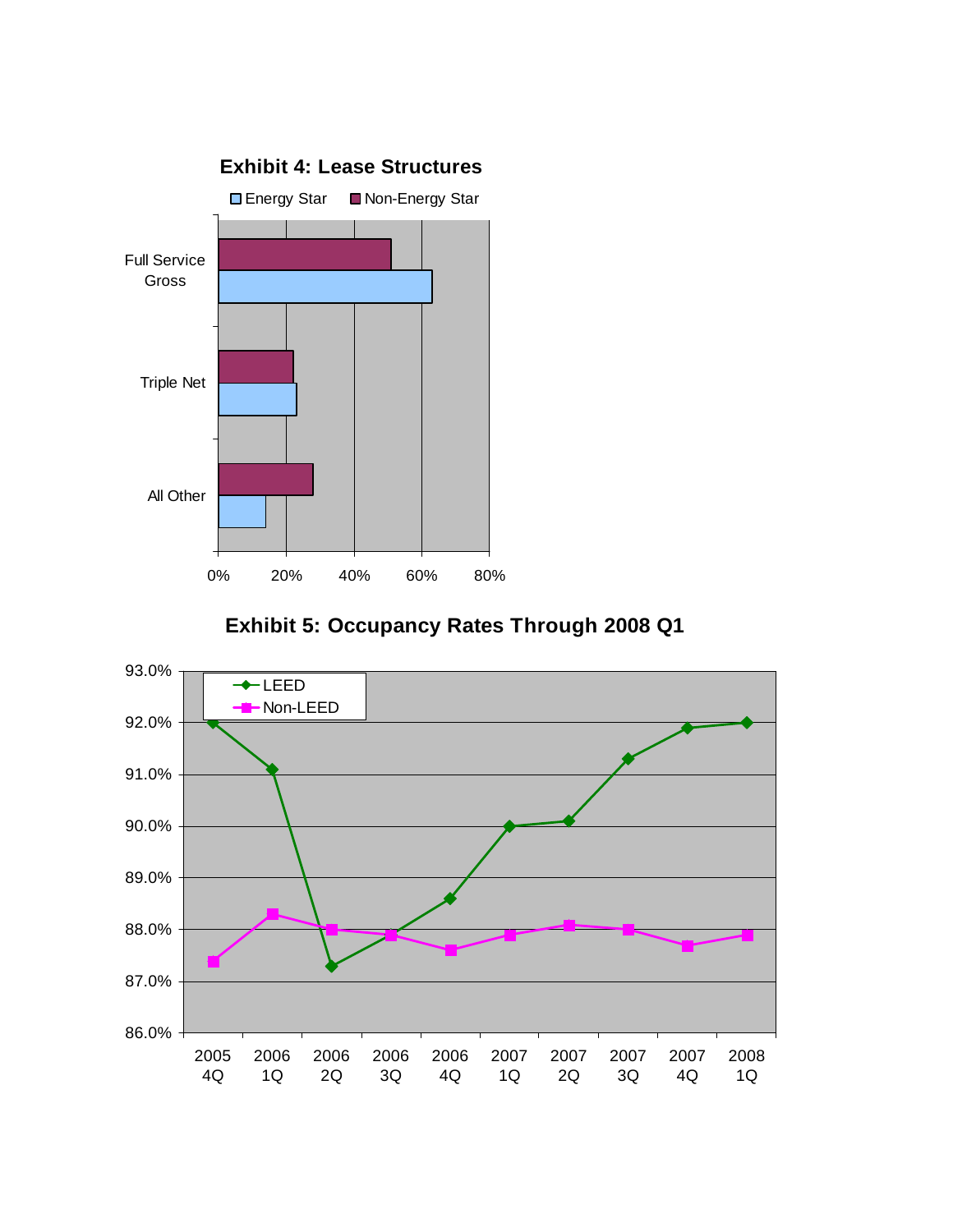**Exhibit 4: Lease Structures**

**Exhibit 5: Occupancy Rates Through 2008 Q1**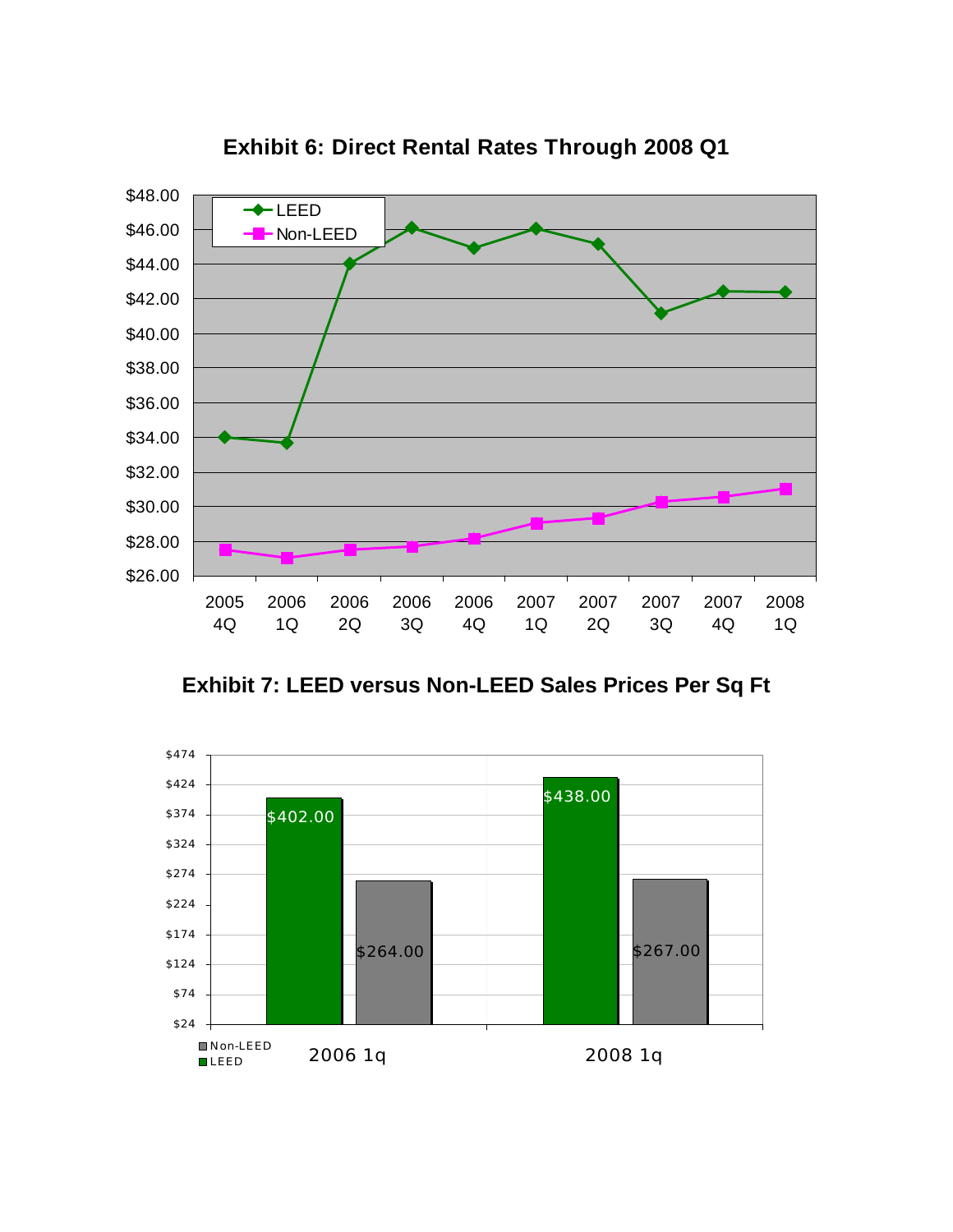**Exhibit 6: Direct Rental Rates Through 2008 Q1**

**Exhibit 7: LEED versus Non-LEED Sales Prices Per Sq Ft**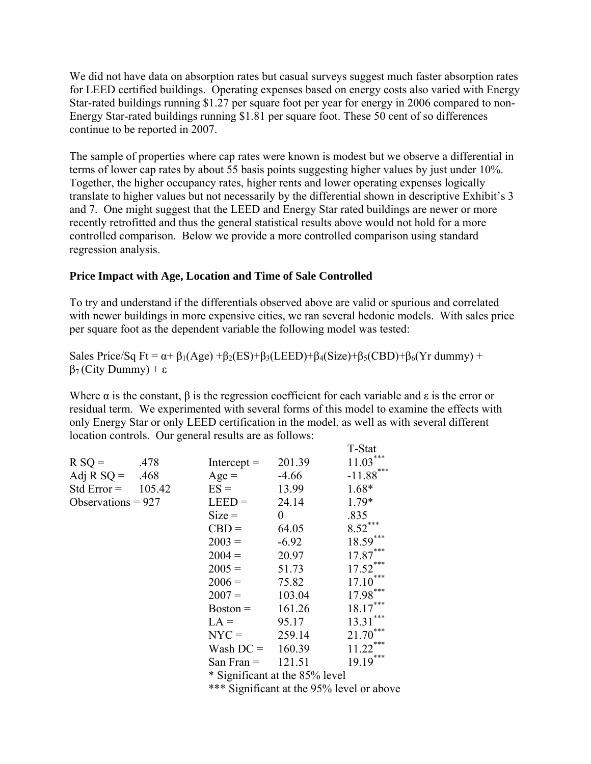We did not have data on absorption rates but casual surveys suggest much faster absorption rates for LEED certified buildings. Operating expenses based on energy costs also varied with Energy Star-rated buildings running $1.27 per square foot per year for energy in 2006 compared to non-Energy Star-rated buildings running $1.81 per square foot. These 50 cent of so differences continue to be reported in 2007.

The sample of properties where cap rates were known is modest but we observe a differential in terms of lower cap rates by about 55 basis points suggesting higher values by just under 10%. Together, the higher occupancy rates, higher rents and lower operating expenses logically translate to higher values but not necessarily by the differential shown in descriptive Exhibit's 3 and 7. One might suggest that the LEED and Energy Star rated buildings are newer or more recently retrofitted and thus the general statistical results above would not hold for a more controlled comparison. Below we provide a more controlled comparison using standard regression analysis.

**Price Impact with Age, Location and Time of Sale Controlled**

To try and understand if the differentials observed above are valid or spurious and correlated with newer buildings in more expensive cities, we ran several hedonic models. With sales price per square foot as the dependent variable the following model was tested:

$$\text{Sales Price/Sq Ft} = \alpha + \beta_1(\text{Age}) + \beta_2(\text{ES}) + \beta_3(\text{LEED}) + \beta_4(\text{Size}) + \beta_5(\text{CBD}) + \beta_6(\text{Yr dummy}) + \beta_7(\text{City Dummy}) + \varepsilon$$

Where $\alpha$ is the constant, $\beta$ is the regression coefficient for each variable and $\varepsilon$ is the error or residual term. We experimented with several forms of this model to examine the effects with only Energy Star or only LEED certification in the model, as well as with several different location controls. Our general results are as follows:

| | | | | T-Stat |
|---|---|---|---|---|
| R SQ = | .478 | Intercept = | 201.39 | 11.03*** |
| Adj R SQ = | .468 | Age = | -4.66 | -11.88*** |
| Std Error = | 105.42 | ES = | 13.99 | 1.68* |
| Observations = 927 | | LEED = | 24.14 | 1.79* |
| | | Size = | 0 | .835 |
| | | CBD = | 64.05 | 8.52*** |
| | | 2003 = | -6.92 | 18.59*** |
| | | 2004 = | 20.97 | 17.87*** |
| | | 2005 = | 51.73 | 17.52*** |
| | | 2006 = | 75.82 | 17.10*** |
| | | 2007 = | 103.04 | 17.98*** |
| | | Boston = | 161.26 | 18.17*** |
| | | LA = | 95.17 | 13.31*** |
| | | NYC = | 259.14 | 21.70*** |
| | | Wash DC = | 160.39 | 11.22*** |
| | | San Fran = | 121.51 | 19.19*** |

\* Significant at the 85% level

\*** Significant at the 95% level or above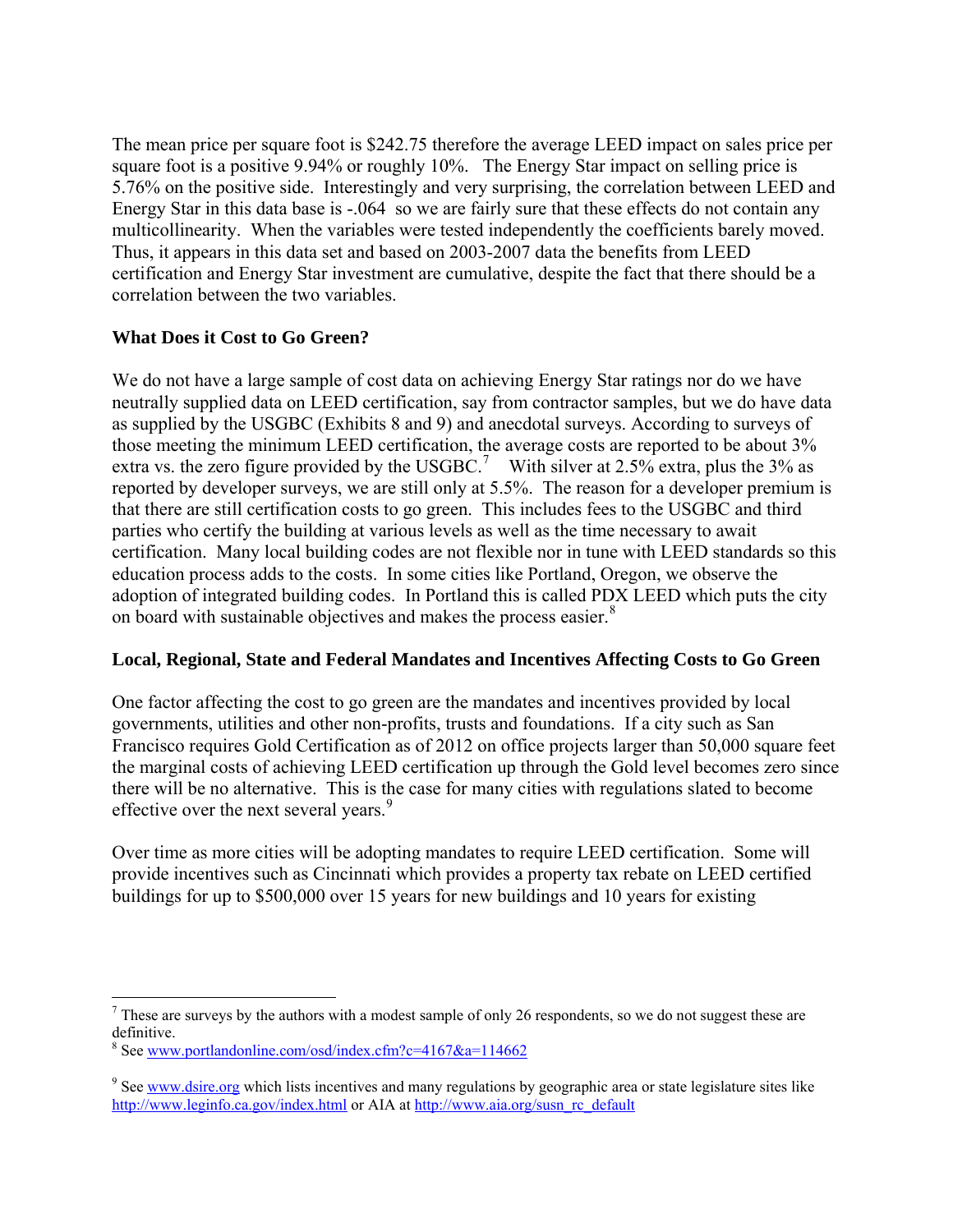The mean price per square foot is $242.75 therefore the average LEED impact on sales price per square foot is a positive 9.94% or roughly 10%. The Energy Star impact on selling price is 5.76% on the positive side. Interestingly and very surprising, the correlation between LEED and Energy Star in this data base is -.064 so we are fairly sure that these effects do not contain any multicollinearity. When the variables were tested independently the coefficients barely moved. Thus, it appears in this data set and based on 2003-2007 data the benefits from LEED certification and Energy Star investment are cumulative, despite the fact that there should be a correlation between the two variables.

**What Does it Cost to Go Green?**

We do not have a large sample of cost data on achieving Energy Star ratings nor do we have neutrally supplied data on LEED certification, say from contractor samples, but we do have data as supplied by the USGBC (Exhibits 8 and 9) and anecdotal surveys. According to surveys of those meeting the minimum LEED certification, the average costs are reported to be about 3% extra vs. the zero figure provided by the USGBC.[7] With silver at 2.5% extra, plus the 3% as reported by developer surveys, we are still only at 5.5%. The reason for a developer premium is that there are still certification costs to go green. This includes fees to the USGBC and third parties who certify the building at various levels as well as the time necessary to await certification. Many local building codes are not flexible nor in tune with LEED standards so this education process adds to the costs. In some cities like Portland, Oregon, we observe the adoption of integrated building codes. In Portland this is called PDX LEED which puts the city on board with sustainable objectives and makes the process easier.[8]

**Local, Regional, State and Federal Mandates and Incentives Affecting Costs to Go Green**

One factor affecting the cost to go green are the mandates and incentives provided by local governments, utilities and other non-profits, trusts and foundations. If a city such as San Francisco requires Gold Certification as of 2012 on office projects larger than 50,000 square feet the marginal costs of achieving LEED certification up through the Gold level becomes zero since there will be no alternative. This is the case for many cities with regulations slated to become effective over the next several years.[9]

Over time as more cities will be adopting mandates to require LEED certification. Some will provide incentives such as Cincinnati which provides a property tax rebate on LEED certified buildings for up to $500,000 over 15 years for new buildings and 10 years for existing

---

[7] These are surveys by the authors with a modest sample of only 26 respondents, so we do not suggest these are definitive.

[8] See www.portlandonline.com/osd/index.cfm?c=4167&a=114662

[9] See www.dsire.org which lists incentives and many regulations by geographic area or state legislature sites like http://www.leginfo.ca.gov/index.html or AIA at http://www.aia.org/susn_rc_default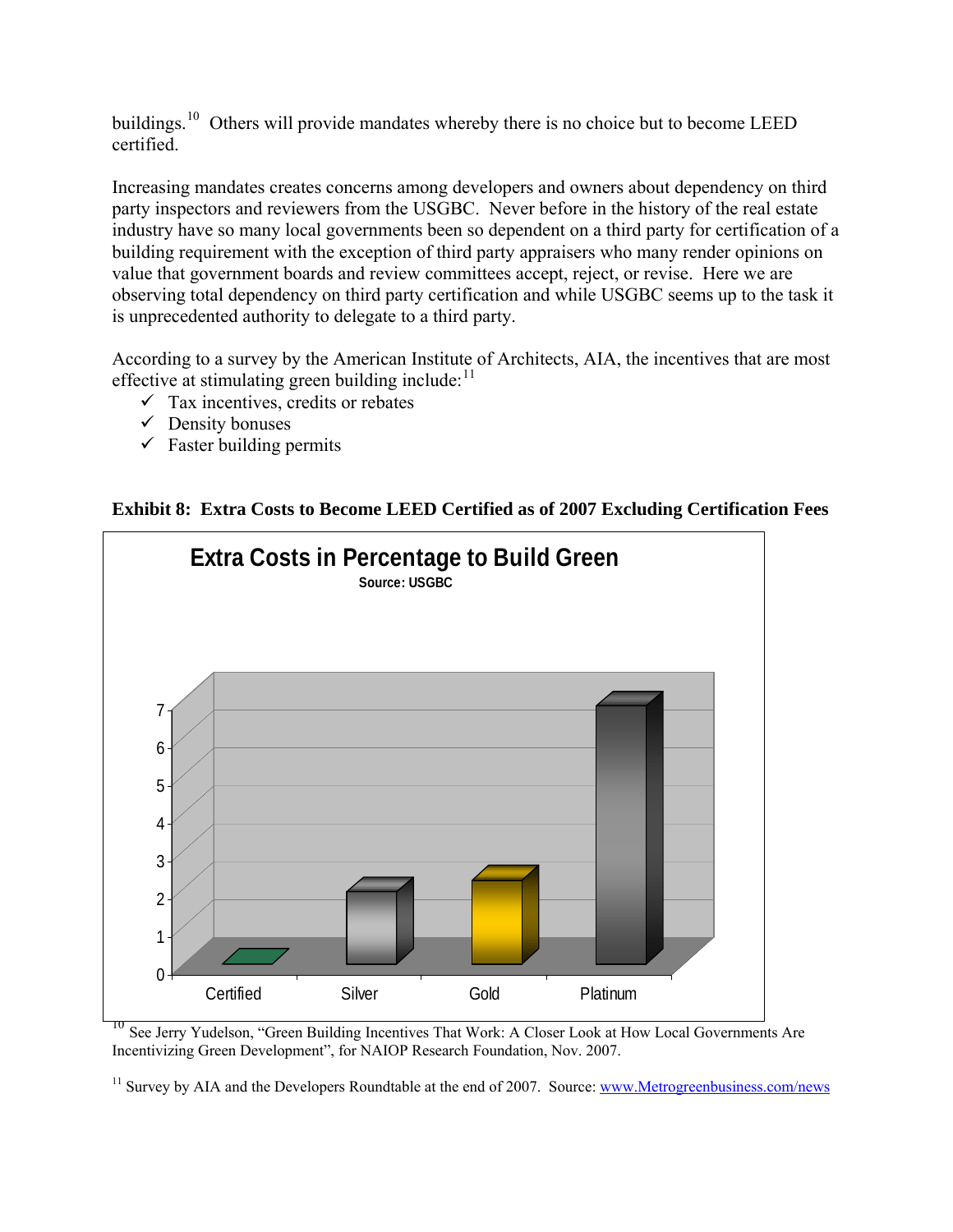buildings.[10] Others will provide mandates whereby there is no choice but to become LEED certified.

Increasing mandates creates concerns among developers and owners about dependency on third party inspectors and reviewers from the USGBC. Never before in the history of the real estate industry have so many local governments been so dependent on a third party for certification of a building requirement with the exception of third party appraisers who many render opinions on value that government boards and review committees accept, reject, or revise. Here we are observing total dependency on third party certification and while USGBC seems up to the task it is unprecedented authority to delegate to a third party.

According to a survey by the American Institute of Architects, AIA, the incentives that are most effective at stimulating green building include:[11]

- ✓ Tax incentives, credits or rebates
- ✓ Density bonuses
- ✓ Faster building permits

**Exhibit 8: Extra Costs to Become LEED Certified as of 2007 Excluding Certification Fees**

[10] See Jerry Yudelson, "Green Building Incentives That Work: A Closer Look at How Local Governments Are Incentivizing Green Development", for NAIOP Research Foundation, Nov. 2007.

[11] Survey by AIA and the Developers Roundtable at the end of 2007. Source: www.Metrogreenbusiness.com/news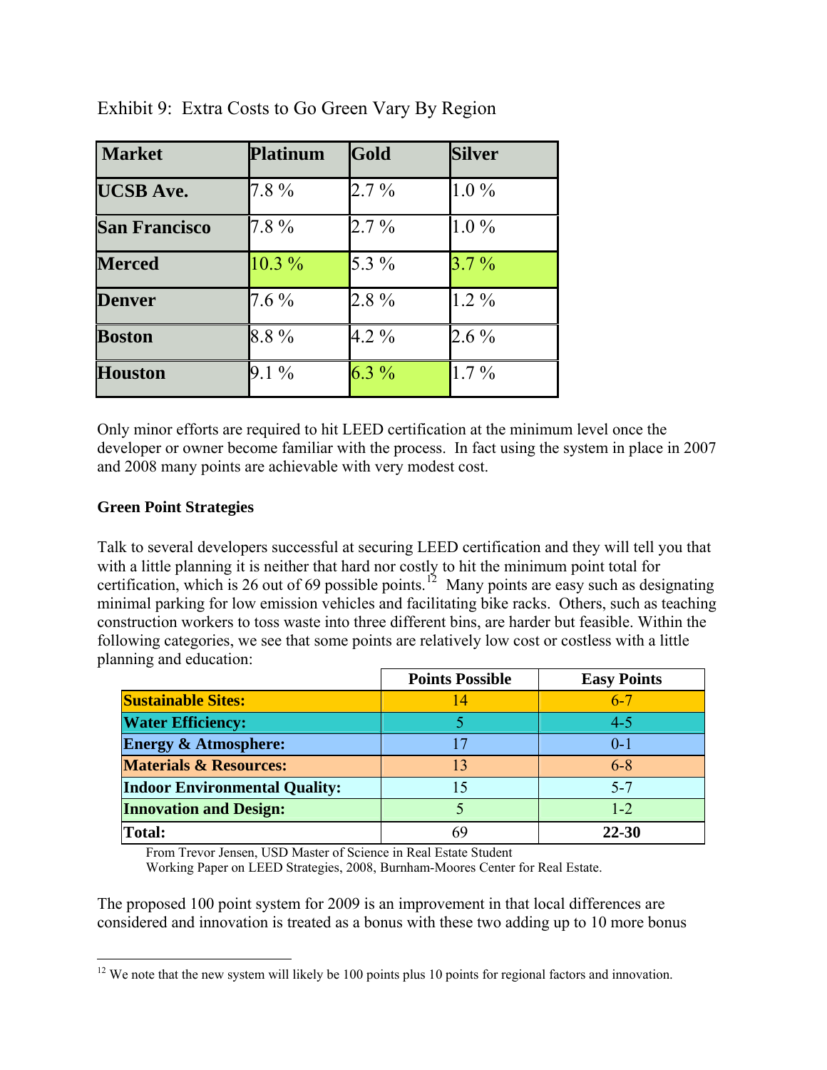Exhibit 9: Extra Costs to Go Green Vary By Region

| Market | Platinum | Gold | Silver |
|---|---|---|---|
| **UCSB Ave.** | 7.8 % | 2.7 % | 1.0 % |
| **San Francisco** | 7.8 % | 2.7 % | 1.0 % |
| **Merced** | 10.3 % | 5.3 % | 3.7 % |
| **Denver** | 7.6 % | 2.8 % | 1.2 % |
| **Boston** | 8.8 % | 4.2 % | 2.6 % |
| **Houston** | 9.1 % | 6.3 % | 1.7 % |

Only minor efforts are required to hit LEED certification at the minimum level once the developer or owner become familiar with the process. In fact using the system in place in 2007 and 2008 many points are achievable with very modest cost.

**Green Point Strategies**

Talk to several developers successful at securing LEED certification and they will tell you that with a little planning it is neither that hard nor costly to hit the minimum point total for certification, which is 26 out of 69 possible points.[12] Many points are easy such as designating minimal parking for low emission vehicles and facilitating bike racks. Others, such as teaching construction workers to toss waste into three different bins, are harder but feasible. Within the following categories, we see that some points are relatively low cost or costless with a little planning and education:

| | Points Possible | Easy Points |
|---|---|---|
| **Sustainable Sites:** | 14 | 6-7 |
| **Water Efficiency:** | 5 | 4-5 |
| **Energy & Atmosphere:** | 17 | 0-1 |
| **Materials & Resources:** | 13 | 6-8 |
| **Indoor Environmental Quality:** | 15 | 5-7 |
| **Innovation and Design:** | 5 | 1-2 |
| **Total:** | 69 | **22-30** |

From Trevor Jensen, USD Master of Science in Real Estate Student
Working Paper on LEED Strategies, 2008, Burnham-Moores Center for Real Estate.

The proposed 100 point system for 2009 is an improvement in that local differences are considered and innovation is treated as a bonus with these two adding up to 10 more bonus

[12] We note that the new system will likely be 100 points plus 10 points for regional factors and innovation.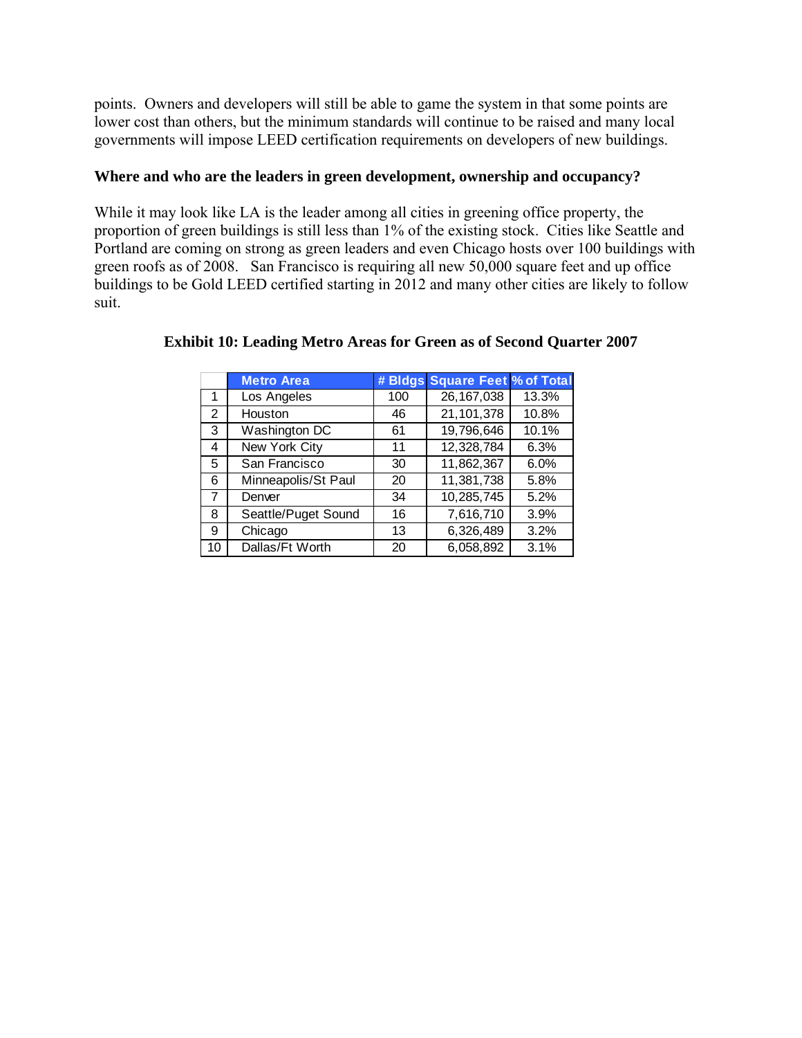points. Owners and developers will still be able to game the system in that some points are lower cost than others, but the minimum standards will continue to be raised and many local governments will impose LEED certification requirements on developers of new buildings.

**Where and who are the leaders in green development, ownership and occupancy?**

While it may look like LA is the leader among all cities in greening office property, the proportion of green buildings is still less than 1% of the existing stock. Cities like Seattle and Portland are coming on strong as green leaders and even Chicago hosts over 100 buildings with green roofs as of 2008. San Francisco is requiring all new 50,000 square feet and up office buildings to be Gold LEED certified starting in 2012 and many other cities are likely to follow suit.

**Exhibit 10: Leading Metro Areas for Green as of Second Quarter 2007**

| | Metro Area | # Bldgs | Square Feet | % of Total |
|---|---|---|---|---|
| 1 | Los Angeles | 100 | 26,167,038 | 13.3% |
| 2 | Houston | 46 | 21,101,378 | 10.8% |
| 3 | Washington DC | 61 | 19,796,646 | 10.1% |
| 4 | New York City | 11 | 12,328,784 | 6.3% |
| 5 | San Francisco | 30 | 11,862,367 | 6.0% |
| 6 | Minneapolis/St Paul | 20 | 11,381,738 | 5.8% |
| 7 | Denver | 34 | 10,285,745 | 5.2% |
| 8 | Seattle/Puget Sound | 16 | 7,616,710 | 3.9% |
| 9 | Chicago | 13 | 6,326,489 | 3.2% |
| 10 | Dallas/Ft Worth | 20 | 6,058,892 | 3.1% |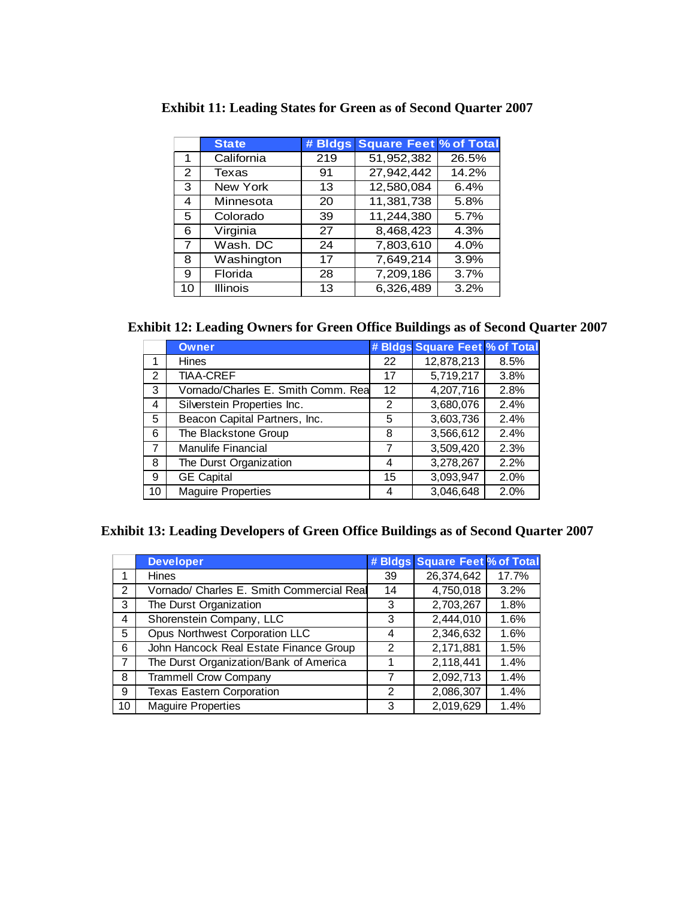**Exhibit 11: Leading States for Green as of Second Quarter 2007**

| | State | # Bldgs | Square Feet | % of Total |
|---|---|---|---|---|
| 1 | California | 219 | 51,952,382 | 26.5% |
| 2 | Texas | 91 | 27,942,442 | 14.2% |
| 3 | New York | 13 | 12,580,084 | 6.4% |
| 4 | Minnesota | 20 | 11,381,738 | 5.8% |
| 5 | Colorado | 39 | 11,244,380 | 5.7% |
| 6 | Virginia | 27 | 8,468,423 | 4.3% |
| 7 | Wash. DC | 24 | 7,803,610 | 4.0% |
| 8 | Washington | 17 | 7,649,214 | 3.9% |
| 9 | Florida | 28 | 7,209,186 | 3.7% |
| 10 | Illinois | 13 | 6,326,489 | 3.2% |

**Exhibit 12: Leading Owners for Green Office Buildings as of Second Quarter 2007**

| | Owner | # Bldgs | Square Feet | % of Total |
|---|---|---|---|---|
| 1 | Hines | 22 | 12,878,213 | 8.5% |
| 2 | TIAA-CREF | 17 | 5,719,217 | 3.8% |
| 3 | Vornado/Charles E. Smith Comm. Rea | 12 | 4,207,716 | 2.8% |
| 4 | Silverstein Properties Inc. | 2 | 3,680,076 | 2.4% |
| 5 | Beacon Capital Partners, Inc. | 5 | 3,603,736 | 2.4% |
| 6 | The Blackstone Group | 8 | 3,566,612 | 2.4% |
| 7 | Manulife Financial | 7 | 3,509,420 | 2.3% |
| 8 | The Durst Organization | 4 | 3,278,267 | 2.2% |
| 9 | GE Capital | 15 | 3,093,947 | 2.0% |
| 10 | Maguire Properties | 4 | 3,046,648 | 2.0% |

**Exhibit 13: Leading Developers of Green Office Buildings as of Second Quarter 2007**

| | Developer | # Bldgs | Square Feet | % of Total |
|---|---|---|---|---|
| 1 | Hines | 39 | 26,374,642 | 17.7% |
| 2 | Vornado/ Charles E. Smith Commercial Real | 14 | 4,750,018 | 3.2% |
| 3 | The Durst Organization | 3 | 2,703,267 | 1.8% |
| 4 | Shorenstein Company, LLC | 3 | 2,444,010 | 1.6% |
| 5 | Opus Northwest Corporation LLC | 4 | 2,346,632 | 1.6% |
| 6 | John Hancock Real Estate Finance Group | 2 | 2,171,881 | 1.5% |
| 7 | The Durst Organization/Bank of America | 1 | 2,118,441 | 1.4% |
| 8 | Trammell Crow Company | 7 | 2,092,713 | 1.4% |
| 9 | Texas Eastern Corporation | 2 | 2,086,307 | 1.4% |
| 10 | Maguire Properties | 3 | 2,019,629 | 1.4% |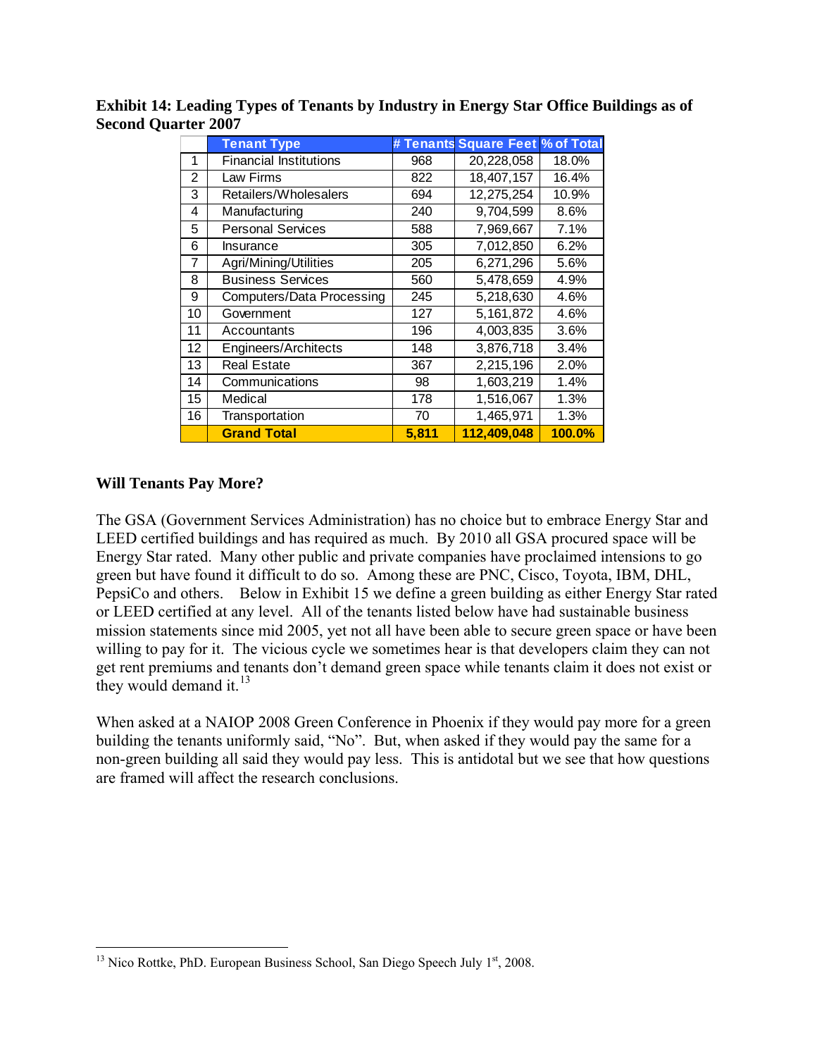**Exhibit 14: Leading Types of Tenants by Industry in Energy Star Office Buildings as of Second Quarter 2007**

| | Tenant Type | # Tenants | Square Feet | % of Total |
|---|---|---|---|---|
| 1 | Financial Institutions | 968 | 20,228,058 | 18.0% |
| 2 | Law Firms | 822 | 18,407,157 | 16.4% |
| 3 | Retailers/Wholesalers | 694 | 12,275,254 | 10.9% |
| 4 | Manufacturing | 240 | 9,704,599 | 8.6% |
| 5 | Personal Services | 588 | 7,969,667 | 7.1% |
| 6 | Insurance | 305 | 7,012,850 | 6.2% |
| 7 | Agri/Mining/Utilities | 205 | 6,271,296 | 5.6% |
| 8 | Business Services | 560 | 5,478,659 | 4.9% |
| 9 | Computers/Data Processing | 245 | 5,218,630 | 4.6% |
| 10 | Government | 127 | 5,161,872 | 4.6% |
| 11 | Accountants | 196 | 4,003,835 | 3.6% |
| 12 | Engineers/Architects | 148 | 3,876,718 | 3.4% |
| 13 | Real Estate | 367 | 2,215,196 | 2.0% |
| 14 | Communications | 98 | 1,603,219 | 1.4% |
| 15 | Medical | 178 | 1,516,067 | 1.3% |
| 16 | Transportation | 70 | 1,465,971 | 1.3% |
| | **Grand Total** | **5,811** | **112,409,048** | **100.0%** |

## Will Tenants Pay More?

The GSA (Government Services Administration) has no choice but to embrace Energy Star and LEED certified buildings and has required as much. By 2010 all GSA procured space will be Energy Star rated. Many other public and private companies have proclaimed intensions to go green but have found it difficult to do so. Among these are PNC, Cisco, Toyota, IBM, DHL, PepsiCo and others. Below in Exhibit 15 we define a green building as either Energy Star rated or LEED certified at any level. All of the tenants listed below have had sustainable business mission statements since mid 2005, yet not all have been able to secure green space or have been willing to pay for it. The vicious cycle we sometimes hear is that developers claim they can not get rent premiums and tenants don't demand green space while tenants claim it does not exist or they would demand it.[13]

When asked at a NAIOP 2008 Green Conference in Phoenix if they would pay more for a green building the tenants uniformly said, "No". But, when asked if they would pay the same for a non-green building all said they would pay less. This is antidotal but we see that how questions are framed will affect the research conclusions.

---

[13] Nico Rottke, PhD. European Business School, San Diego Speech July 1st, 2008.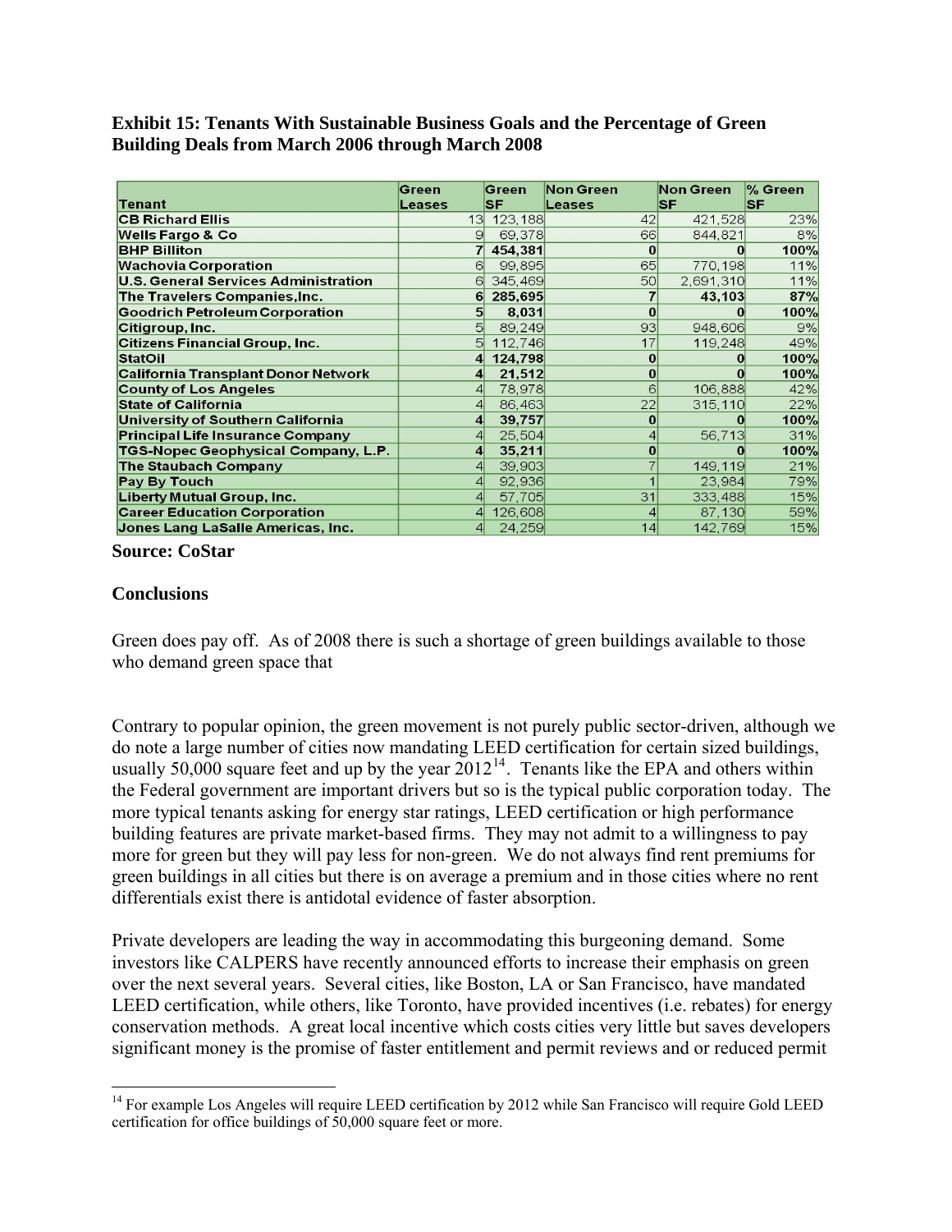**Exhibit 15: Tenants With Sustainable Business Goals and the Percentage of Green Building Deals from March 2006 through March 2008**

| Tenant | Green Leases | Green SF | Non Green Leases | Non Green SF | % Green SF |
|---|---|---|---|---|---|
| CB Richard Ellis | 13 | 123,188 | 42 | 421,528 | 23% |
| Wells Fargo & Co | 9 | 69,378 | 66 | 844,821 | 8% |
| **BHP Billiton** | **7** | **454,381** | **0** | **0** | **100%** |
| Wachovia Corporation | 6 | 99,895 | 65 | 770,198 | 11% |
| U.S. General Services Administration | 6 | 345,469 | 50 | 2,691,310 | 11% |
| **The Travelers Companies,Inc.** | **6** | **285,695** | **7** | **43,103** | **87%** |
| **Goodrich Petroleum Corporation** | **5** | **8,031** | **0** | **0** | **100%** |
| Citigroup, Inc. | 5 | 89,249 | 93 | 948,606 | 9% |
| Citizens Financial Group, Inc. | 5 | 112,746 | 17 | 119,248 | 49% |
| **StatOil** | **4** | **124,798** | **0** | **0** | **100%** |
| **California Transplant Donor Network** | **4** | **21,512** | **0** | **0** | **100%** |
| County of Los Angeles | 4 | 78,978 | 6 | 106,888 | 42% |
| State of California | 4 | 86,463 | 22 | 315,110 | 22% |
| **University of Southern California** | **4** | **39,757** | **0** | **0** | **100%** |
| Principal Life Insurance Company | 4 | 25,504 | 4 | 56,713 | 31% |
| **TGS-Nopec Geophysical Company, L.P.** | **4** | **35,211** | **0** | **0** | **100%** |
| The Staubach Company | 4 | 39,903 | 7 | 149,119 | 21% |
| Pay By Touch | 4 | 92,936 | 1 | 23,984 | 79% |
| Liberty Mutual Group, Inc. | 4 | 57,705 | 31 | 333,488 | 15% |
| Career Education Corporation | 4 | 126,608 | 4 | 87,130 | 59% |
| Jones Lang LaSalle Americas, Inc. | 4 | 24,259 | 14 | 142,769 | 15% |

**Source: CoStar**

## Conclusions

Green does pay off. As of 2008 there is such a shortage of green buildings available to those who demand green space that

Contrary to popular opinion, the green movement is not purely public sector-driven, although we do note a large number of cities now mandating LEED certification for certain sized buildings, usually 50,000 square feet and up by the year 2012[14]. Tenants like the EPA and others within the Federal government are important drivers but so is the typical public corporation today. The more typical tenants asking for energy star ratings, LEED certification or high performance building features are private market-based firms. They may not admit to a willingness to pay more for green but they will pay less for non-green. We do not always find rent premiums for green buildings in all cities but there is on average a premium and in those cities where no rent differentials exist there is antidotal evidence of faster absorption.

Private developers are leading the way in accommodating this burgeoning demand. Some investors like CALPERS have recently announced efforts to increase their emphasis on green over the next several years. Several cities, like Boston, LA or San Francisco, have mandated LEED certification, while others, like Toronto, have provided incentives (i.e. rebates) for energy conservation methods. A great local incentive which costs cities very little but saves developers significant money is the promise of faster entitlement and permit reviews and or reduced permit

[14] For example Los Angeles will require LEED certification by 2012 while San Francisco will require Gold LEED certification for office buildings of 50,000 square feet or more.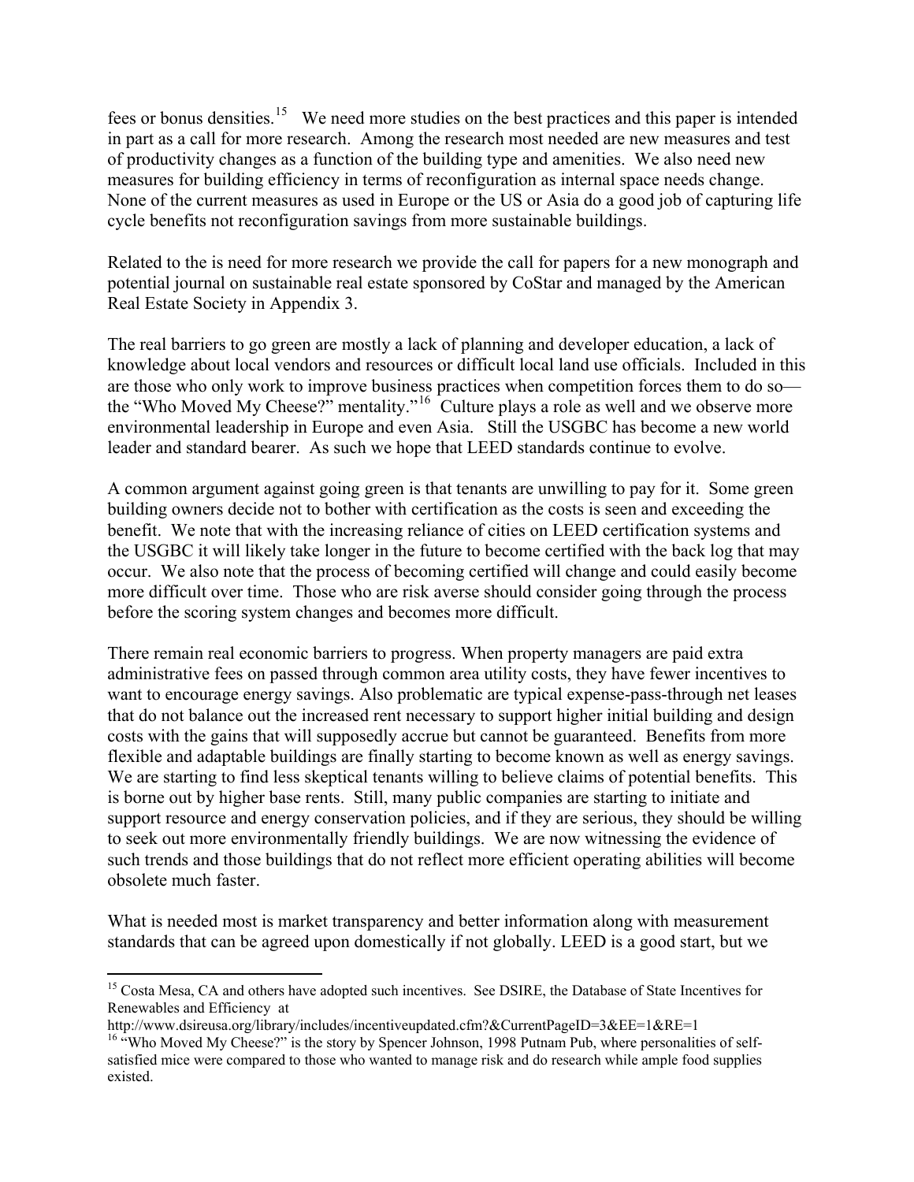fees or bonus densities.[15] We need more studies on the best practices and this paper is intended in part as a call for more research. Among the research most needed are new measures and test of productivity changes as a function of the building type and amenities. We also need new measures for building efficiency in terms of reconfiguration as internal space needs change. None of the current measures as used in Europe or the US or Asia do a good job of capturing life cycle benefits not reconfiguration savings from more sustainable buildings.

Related to the is need for more research we provide the call for papers for a new monograph and potential journal on sustainable real estate sponsored by CoStar and managed by the American Real Estate Society in Appendix 3.

The real barriers to go green are mostly a lack of planning and developer education, a lack of knowledge about local vendors and resources or difficult local land use officials. Included in this are those who only work to improve business practices when competition forces them to do so—the "Who Moved My Cheese?" mentality."[16] Culture plays a role as well and we observe more environmental leadership in Europe and even Asia. Still the USGBC has become a new world leader and standard bearer. As such we hope that LEED standards continue to evolve.

A common argument against going green is that tenants are unwilling to pay for it. Some green building owners decide not to bother with certification as the costs is seen and exceeding the benefit. We note that with the increasing reliance of cities on LEED certification systems and the USGBC it will likely take longer in the future to become certified with the back log that may occur. We also note that the process of becoming certified will change and could easily become more difficult over time. Those who are risk averse should consider going through the process before the scoring system changes and becomes more difficult.

There remain real economic barriers to progress. When property managers are paid extra administrative fees on passed through common area utility costs, they have fewer incentives to want to encourage energy savings. Also problematic are typical expense-pass-through net leases that do not balance out the increased rent necessary to support higher initial building and design costs with the gains that will supposedly accrue but cannot be guaranteed. Benefits from more flexible and adaptable buildings are finally starting to become known as well as energy savings. We are starting to find less skeptical tenants willing to believe claims of potential benefits. This is borne out by higher base rents. Still, many public companies are starting to initiate and support resource and energy conservation policies, and if they are serious, they should be willing to seek out more environmentally friendly buildings. We are now witnessing the evidence of such trends and those buildings that do not reflect more efficient operating abilities will become obsolete much faster.

What is needed most is market transparency and better information along with measurement standards that can be agreed upon domestically if not globally. LEED is a good start, but we

---

[15] Costa Mesa, CA and others have adopted such incentives. See DSIRE, the Database of State Incentives for Renewables and Efficiency at
http://www.dsireusa.org/library/includes/incentiveupdated.cfm?&CurrentPageID=3&EE=1&RE=1

[16] "Who Moved My Cheese?" is the story by Spencer Johnson, 1998 Putnam Pub, where personalities of self-satisfied mice were compared to those who wanted to manage risk and do research while ample food supplies existed.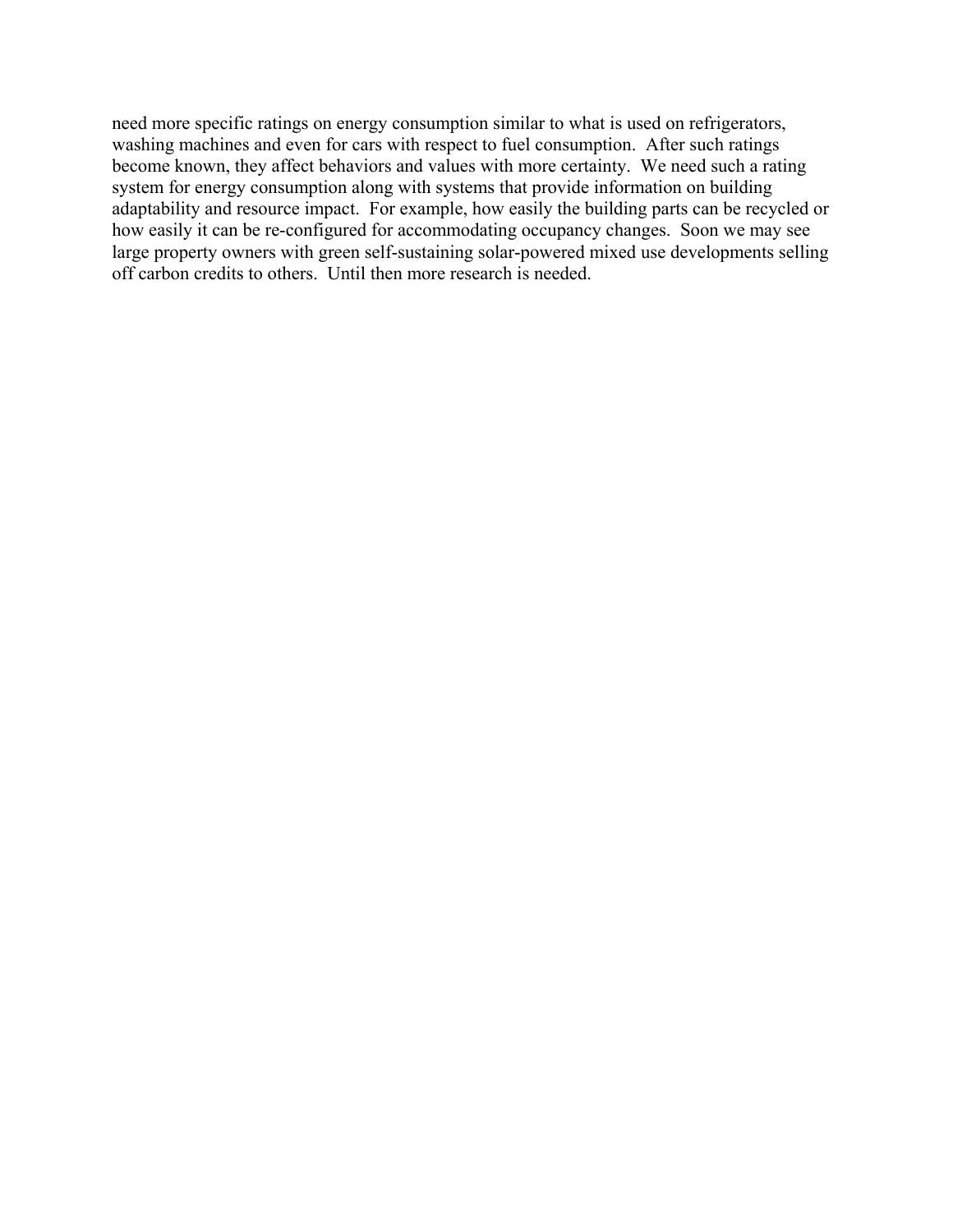need more specific ratings on energy consumption similar to what is used on refrigerators, washing machines and even for cars with respect to fuel consumption. After such ratings become known, they affect behaviors and values with more certainty. We need such a rating system for energy consumption along with systems that provide information on building adaptability and resource impact. For example, how easily the building parts can be recycled or how easily it can be re-configured for accommodating occupancy changes. Soon we may see large property owners with green self-sustaining solar-powered mixed use developments selling off carbon credits to others. Until then more research is needed.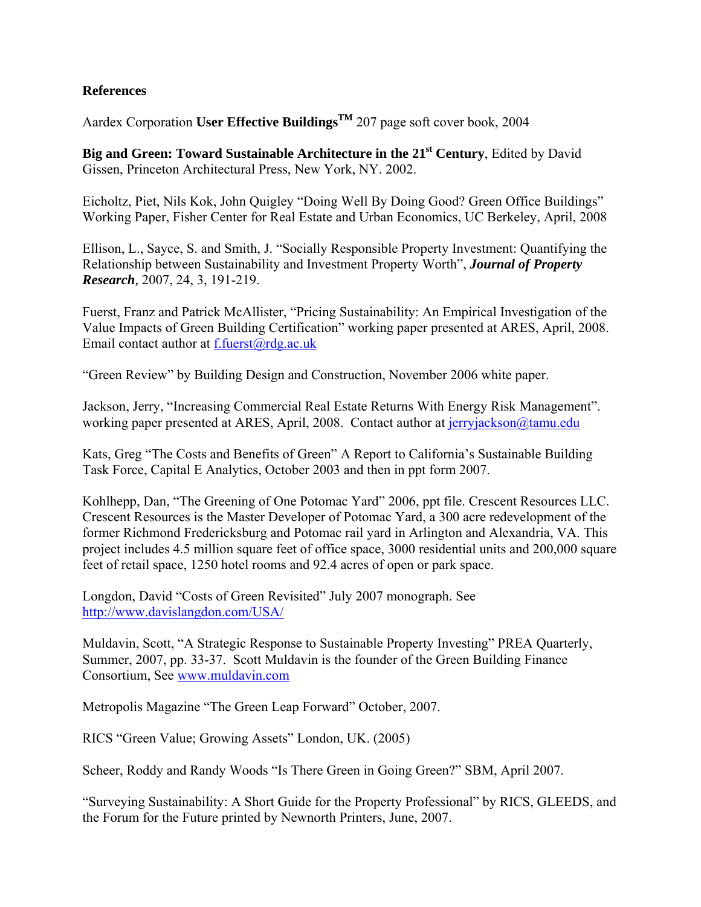**References**

Aardex Corporation **User Effective Buildings™** 207 page soft cover book, 2004

**Big and Green: Toward Sustainable Architecture in the 21st Century**, Edited by David Gissen, Princeton Architectural Press, New York, NY. 2002.

Eicholtz, Piet, Nils Kok, John Quigley "Doing Well By Doing Good? Green Office Buildings" Working Paper, Fisher Center for Real Estate and Urban Economics, UC Berkeley, April, 2008

Ellison, L., Sayce, S. and Smith, J. "Socially Responsible Property Investment: Quantifying the Relationship between Sustainability and Investment Property Worth", ***Journal of Property Research***, 2007, 24, 3, 191-219.

Fuerst, Franz and Patrick McAllister, "Pricing Sustainability: An Empirical Investigation of the Value Impacts of Green Building Certification" working paper presented at ARES, April, 2008. Email contact author at f.fuerst@rdg.ac.uk

"Green Review" by Building Design and Construction, November 2006 white paper.

Jackson, Jerry, "Increasing Commercial Real Estate Returns With Energy Risk Management". working paper presented at ARES, April, 2008. Contact author at jerryjackson@tamu.edu

Kats, Greg "The Costs and Benefits of Green" A Report to California's Sustainable Building Task Force, Capital E Analytics, October 2003 and then in ppt form 2007.

Kohlhepp, Dan, "The Greening of One Potomac Yard" 2006, ppt file. Crescent Resources LLC. Crescent Resources is the Master Developer of Potomac Yard, a 300 acre redevelopment of the former Richmond Fredericksburg and Potomac rail yard in Arlington and Alexandria, VA. This project includes 4.5 million square feet of office space, 3000 residential units and 200,000 square feet of retail space, 1250 hotel rooms and 92.4 acres of open or park space.

Longdon, David "Costs of Green Revisited" July 2007 monograph. See http://www.davislangdon.com/USA/

Muldavin, Scott, "A Strategic Response to Sustainable Property Investing" PREA Quarterly, Summer, 2007, pp. 33-37. Scott Muldavin is the founder of the Green Building Finance Consortium, See www.muldavin.com

Metropolis Magazine "The Green Leap Forward" October, 2007.

RICS "Green Value; Growing Assets" London, UK. (2005)

Scheer, Roddy and Randy Woods "Is There Green in Going Green?" SBM, April 2007.

"Surveying Sustainability: A Short Guide for the Property Professional" by RICS, GLEEDS, and the Forum for the Future printed by Newnorth Printers, June, 2007.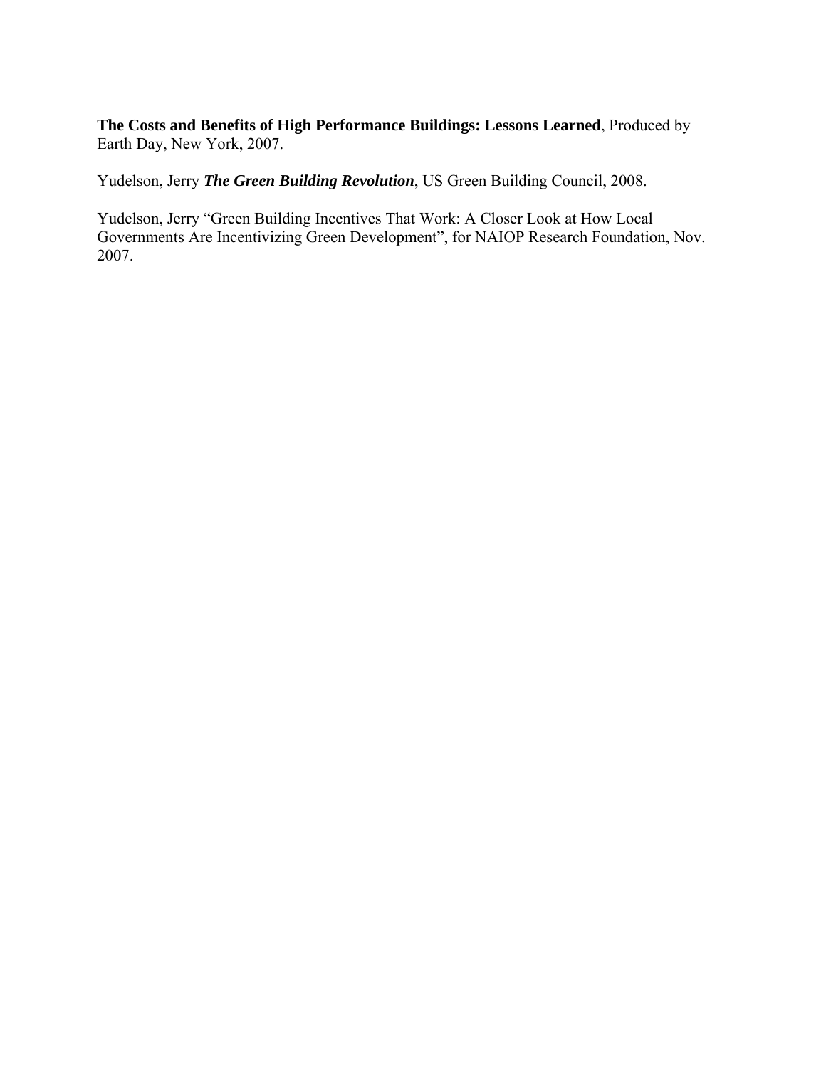**The Costs and Benefits of High Performance Buildings: Lessons Learned**, Produced by Earth Day, New York, 2007.

Yudelson, Jerry ***The Green Building Revolution***, US Green Building Council, 2008.

Yudelson, Jerry “Green Building Incentives That Work: A Closer Look at How Local Governments Are Incentivizing Green Development”, for NAIOP Research Foundation, Nov. 2007.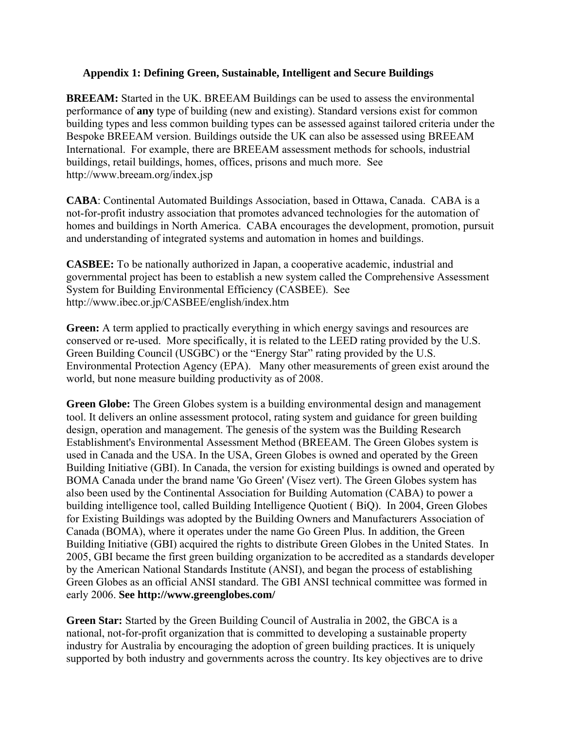## Appendix 1: Defining Green, Sustainable, Intelligent and Secure Buildings

**BREEAM:** Started in the UK. BREEAM Buildings can be used to assess the environmental performance of **any** type of building (new and existing). Standard versions exist for common building types and less common building types can be assessed against tailored criteria under the Bespoke BREEAM version. Buildings outside the UK can also be assessed using BREEAM International. For example, there are BREEAM assessment methods for schools, industrial buildings, retail buildings, homes, offices, prisons and much more. See http://www.breeam.org/index.jsp

**CABA**: Continental Automated Buildings Association, based in Ottawa, Canada. CABA is a not-for-profit industry association that promotes advanced technologies for the automation of homes and buildings in North America. CABA encourages the development, promotion, pursuit and understanding of integrated systems and automation in homes and buildings.

**CASBEE:** To be nationally authorized in Japan, a cooperative academic, industrial and governmental project has been to establish a new system called the Comprehensive Assessment System for Building Environmental Efficiency (CASBEE). See http://www.ibec.or.jp/CASBEE/english/index.htm

**Green:** A term applied to practically everything in which energy savings and resources are conserved or re-used. More specifically, it is related to the LEED rating provided by the U.S. Green Building Council (USGBC) or the "Energy Star" rating provided by the U.S. Environmental Protection Agency (EPA). Many other measurements of green exist around the world, but none measure building productivity as of 2008.

**Green Globe:** The Green Globes system is a building environmental design and management tool. It delivers an online assessment protocol, rating system and guidance for green building design, operation and management. The genesis of the system was the Building Research Establishment's Environmental Assessment Method (BREEAM. The Green Globes system is used in Canada and the USA. In the USA, Green Globes is owned and operated by the Green Building Initiative (GBI). In Canada, the version for existing buildings is owned and operated by BOMA Canada under the brand name 'Go Green' (Visez vert). The Green Globes system has also been used by the Continental Association for Building Automation (CABA) to power a building intelligence tool, called Building Intelligence Quotient ( BiQ). In 2004, Green Globes for Existing Buildings was adopted by the Building Owners and Manufacturers Association of Canada (BOMA), where it operates under the name Go Green Plus. In addition, the Green Building Initiative (GBI) acquired the rights to distribute Green Globes in the United States. In 2005, GBI became the first green building organization to be accredited as a standards developer by the American National Standards Institute (ANSI), and began the process of establishing Green Globes as an official ANSI standard. The GBI ANSI technical committee was formed in early 2006. **See http://www.greenglobes.com/**

**Green Star:** Started by the Green Building Council of Australia in 2002, the GBCA is a national, not-for-profit organization that is committed to developing a sustainable property industry for Australia by encouraging the adoption of green building practices. It is uniquely supported by both industry and governments across the country. Its key objectives are to drive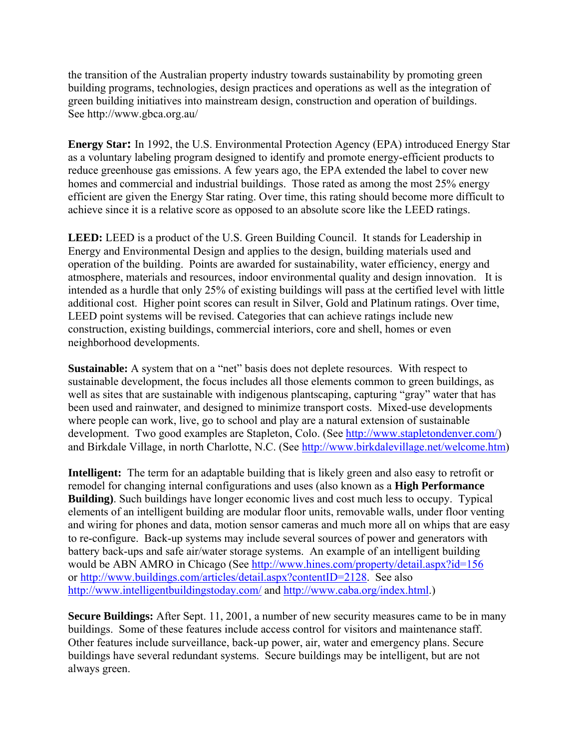the transition of the Australian property industry towards sustainability by promoting green building programs, technologies, design practices and operations as well as the integration of green building initiatives into mainstream design, construction and operation of buildings. See http://www.gbca.org.au/

**Energy Star:** In 1992, the U.S. Environmental Protection Agency (EPA) introduced Energy Star as a voluntary labeling program designed to identify and promote energy-efficient products to reduce greenhouse gas emissions. A few years ago, the EPA extended the label to cover new homes and commercial and industrial buildings. Those rated as among the most 25% energy efficient are given the Energy Star rating. Over time, this rating should become more difficult to achieve since it is a relative score as opposed to an absolute score like the LEED ratings.

**LEED:** LEED is a product of the U.S. Green Building Council. It stands for Leadership in Energy and Environmental Design and applies to the design, building materials used and operation of the building. Points are awarded for sustainability, water efficiency, energy and atmosphere, materials and resources, indoor environmental quality and design innovation. It is intended as a hurdle that only 25% of existing buildings will pass at the certified level with little additional cost. Higher point scores can result in Silver, Gold and Platinum ratings. Over time, LEED point systems will be revised. Categories that can achieve ratings include new construction, existing buildings, commercial interiors, core and shell, homes or even neighborhood developments.

**Sustainable:** A system that on a "net" basis does not deplete resources. With respect to sustainable development, the focus includes all those elements common to green buildings, as well as sites that are sustainable with indigenous plantscaping, capturing "gray" water that has been used and rainwater, and designed to minimize transport costs. Mixed-use developments where people can work, live, go to school and play are a natural extension of sustainable development. Two good examples are Stapleton, Colo. (See http://www.stapletondenver.com/) and Birkdale Village, in north Charlotte, N.C. (See http://www.birkdalevillage.net/welcome.htm)

**Intelligent:** The term for an adaptable building that is likely green and also easy to retrofit or remodel for changing internal configurations and uses (also known as a **High Performance Building)**. Such buildings have longer economic lives and cost much less to occupy. Typical elements of an intelligent building are modular floor units, removable walls, under floor venting and wiring for phones and data, motion sensor cameras and much more all on whips that are easy to re-configure. Back-up systems may include several sources of power and generators with battery back-ups and safe air/water storage systems. An example of an intelligent building would be ABN AMRO in Chicago (See http://www.hines.com/property/detail.aspx?id=156 or http://www.buildings.com/articles/detail.aspx?contentID=2128. See also http://www.intelligentbuildingstoday.com/ and http://www.caba.org/index.html.)

**Secure Buildings:** After Sept. 11, 2001, a number of new security measures came to be in many buildings. Some of these features include access control for visitors and maintenance staff. Other features include surveillance, back-up power, air, water and emergency plans. Secure buildings have several redundant systems. Secure buildings may be intelligent, but are not always green.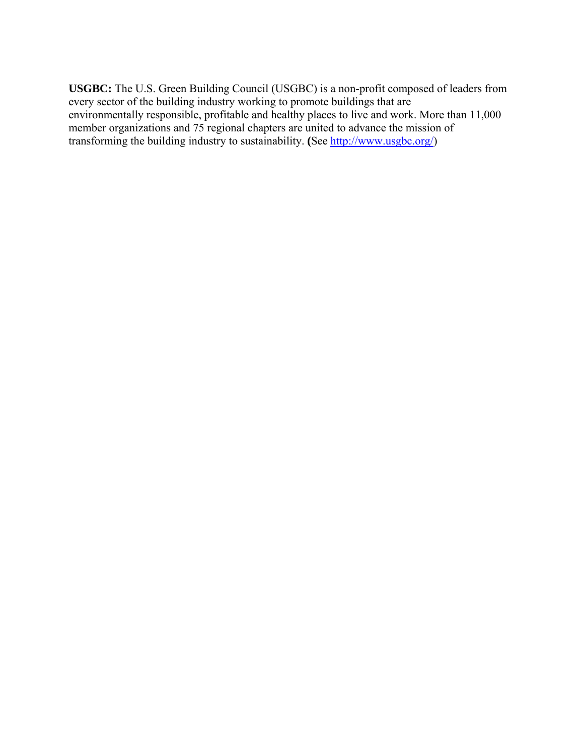**USGBC:** The U.S. Green Building Council (USGBC) is a non-profit composed of leaders from every sector of the building industry working to promote buildings that are environmentally responsible, profitable and healthy places to live and work. More than 11,000 member organizations and 75 regional chapters are united to advance the mission of transforming the building industry to sustainability. **(**See http://www.usgbc.org/)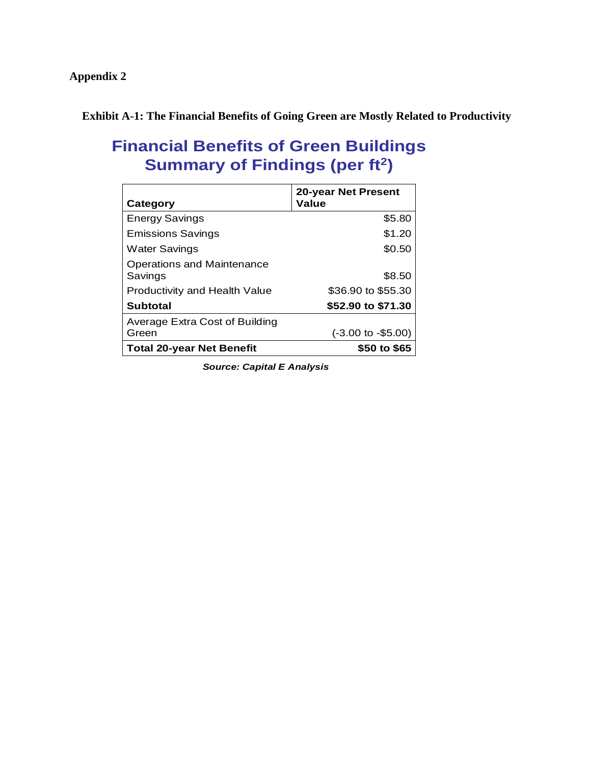**Appendix 2**

**Exhibit A-1: The Financial Benefits of Going Green are Mostly Related to Productivity**

## Financial Benefits of Green Buildings Summary of Findings (per $ft^2$)

| Category | 20-year Net Present Value |
|---|---|
| Energy Savings | \$5.80 |
| Emissions Savings | \$1.20 |
| Water Savings | \$0.50 |
| Operations and Maintenance Savings | \$8.50 |
| Productivity and Health Value | \$36.90 to \$55.30 |
| **Subtotal** | **\$52.90 to \$71.30** |
| Average Extra Cost of Building Green | (-3.00 to -\$5.00) |
| **Total 20-year Net Benefit** | **\$50 to \$65** |

***Source: Capital E Analysis***